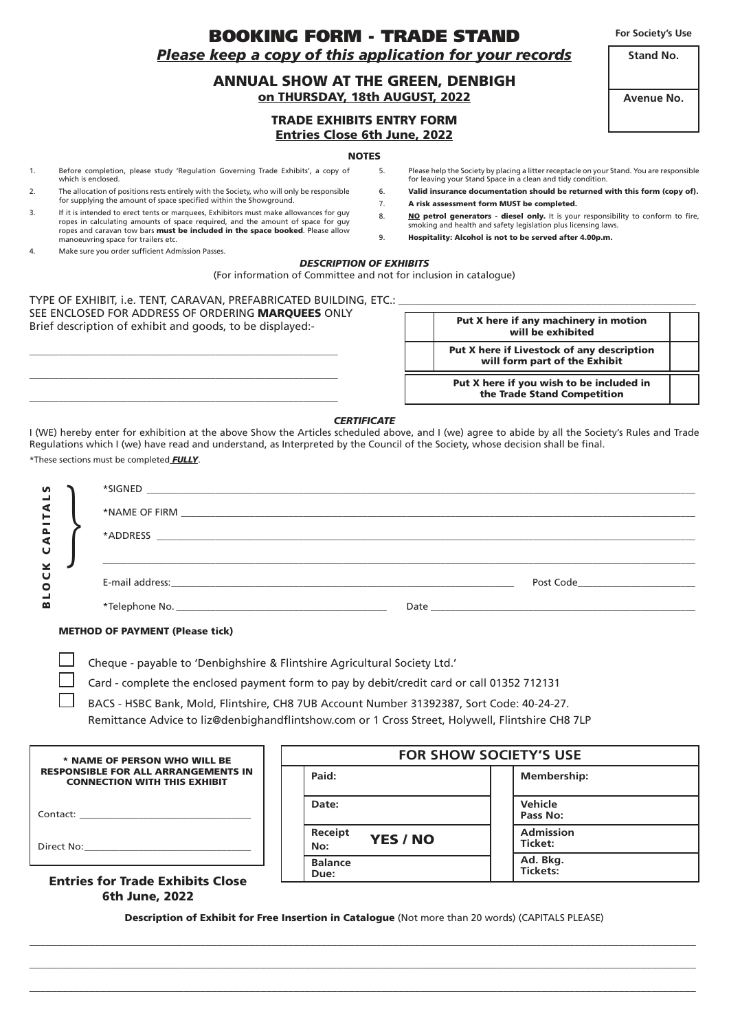# BOOKING FORM - TRADE STAND

***Please keep a copy of this application for your records***

| For Society's Use |
|---|
| Stand No. |
| Avenue No. |

## ANNUAL SHOW AT THE GREEN, DENBIGH

**on THURSDAY, 18th AUGUST, 2022**

### TRADE EXHIBITS ENTRY FORM

**Entries Close 6th June, 2022**

#### NOTES

1. Before completion, please study 'Regulation Governing Trade Exhibits', a copy of which is enclosed.
2. The allocation of positions rests entirely with the Society, who will only be responsible for supplying the amount of space specified within the Showground.
3. If it is intended to erect tents or marquees, Exhibitors must make allowances for guy ropes in calculating amounts of space required, and the amount of space for guy ropes and caravan tow bars **must be included in the space booked**. Please allow manoeuvring space for trailers etc.
4. Make sure you order sufficient Admission Passes.
5. Please help the Society by placing a litter receptacle on your Stand. You are responsible for leaving your Stand Space in a clean and tidy condition.
6. **Valid insurance documentation should be returned with this form (copy of).**
7. **A risk assessment form MUST be completed.**
8. **NO petrol generators - diesel only.** It is your responsibility to conform to fire, smoking and health and safety legislation plus licensing laws.
9. **Hospitality: Alcohol is not to be served after 4.00p.m.**

***DESCRIPTION OF EXHIBITS***

(For information of Committee and not for inclusion in catalogue)

TYPE OF EXHIBIT, i.e. TENT, CARAVAN, PREFABRICATED BUILDING, ETC.: ____________________

SEE ENCLOSED FOR ADDRESS OF ORDERING **MARQUEES** ONLY

Brief description of exhibit and goods, to be displayed:-

____________________

____________________

____________________

| | | |
|---|---|---|
| | **Put X here if any machinery in motion will be exhibited** | |
| | **Put X here if Livestock of any description will form part of the Exhibit** | |
| | **Put X here if you wish to be included in the Trade Stand Competition** | |

***CERTIFICATE***

I (WE) hereby enter for exhibition at the above Show the Articles scheduled above, and I (we) agree to abide by all the Society's Rules and Trade Regulations which I (we) have read and understand, as Interpreted by the Council of the Society, whose decision shall be final.

*These sections must be completed ***FULLY***.

BLOCK CAPITALS

*SIGNED ____________________

*NAME OF FIRM ____________________

*ADDRESS ____________________

____________________

E-mail address: ____________________ Post Code ____________________

*Telephone No. ____________________ Date ____________________

**METHOD OF PAYMENT (Please tick)**

- ☐ Cheque - payable to 'Denbighshire & Flintshire Agricultural Society Ltd.'
- ☐ Card - complete the enclosed payment form to pay by debit/credit card or call 01352 712131
- ☐ BACS - HSBC Bank, Mold, Flintshire, CH8 7UB Account Number 31392387, Sort Code: 40-24-27.
  Remittance Advice to liz@denbighandflintshow.com or 1 Cross Street, Holywell, Flintshire CH8 7LP

**\* NAME OF PERSON WHO WILL BE RESPONSIBLE FOR ALL ARRANGEMENTS IN CONNECTION WITH THIS EXHIBIT**

Contact: ____________________

Direct No: ____________________

**Entries for Trade Exhibits Close 6th June, 2022**

| FOR SHOW SOCIETY'S USE | | | |
|---|---|---|---|
| **Paid:** | | **Membership:** | |
| **Date:** | | **Vehicle Pass No:** | |
| **Receipt No:** | **YES / NO** | **Admission Ticket:** | |
| **Balance Due:** | | **Ad. Bkg. Tickets:** | |

**Description of Exhibit for Free Insertion in Catalogue** (Not more than 20 words) (CAPITALS PLEASE)

____________________

____________________

____________________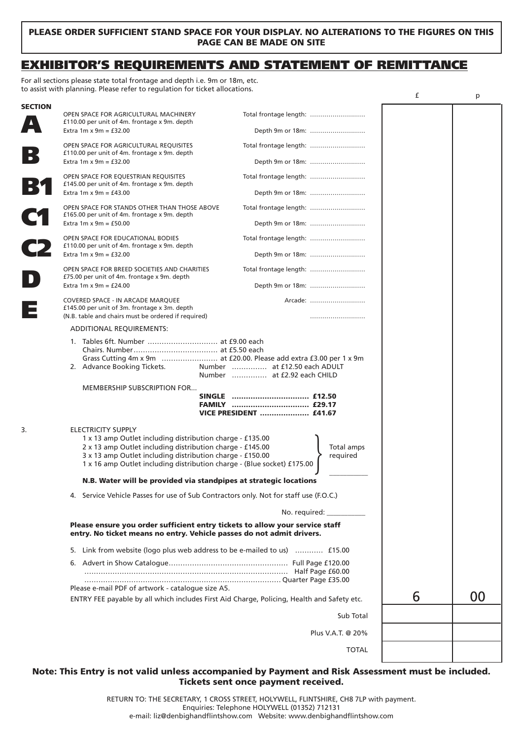**PLEASE ORDER SUFFICIENT STAND SPACE FOR YOUR DISPLAY. NO ALTERATIONS TO THE FIGURES ON THIS PAGE CAN BE MADE ON SITE**

# EXHIBITOR'S REQUIREMENTS AND STATEMENT OF REMITTANCE

For all sections please state total frontage and depth i.e. 9m or 18m, etc.
to assist with planning. Please refer to regulation for ticket allocations.

| SECTION | | | £ | p |
|---|---|---|---|---|
| **A** | OPEN SPACE FOR AGRICULTURAL MACHINERY<br>£110.00 per unit of 4m. frontage x 9m. depth<br>Extra 1m x 9m = £32.00 | Total frontage length: ..........................<br>Depth 9m or 18m: .......................... | | |
| **B** | OPEN SPACE FOR AGRICULTURAL REQUISITES<br>£110.00 per unit of 4m. frontage x 9m. depth<br>Extra 1m x 9m = £32.00 | Total frontage length: ..........................<br>Depth 9m or 18m: .......................... | | |
| **B1** | OPEN SPACE FOR EQUESTRIAN REQUISITES<br>£145.00 per unit of 4m. frontage x 9m. depth<br>Extra 1m x 9m = £43.00 | Total frontage length: ..........................<br>Depth 9m or 18m: .......................... | | |
| **C1** | OPEN SPACE FOR STANDS OTHER THAN THOSE ABOVE<br>£165.00 per unit of 4m. frontage x 9m. depth<br>Extra 1m x 9m = £50.00 | Total frontage length: ..........................<br>Depth 9m or 18m: .......................... | | |
| **C2** | OPEN SPACE FOR EDUCATIONAL BODIES<br>£110.00 per unit of 4m. frontage x 9m. depth<br>Extra 1m x 9m = £32.00 | Total frontage length: ..........................<br>Depth 9m or 18m: .......................... | | |
| **D** | OPEN SPACE FOR BREED SOCIETIES AND CHARITIES<br>£75.00 per unit of 4m. frontage x 9m. depth<br>Extra 1m x 9m = £24.00 | Total frontage length: ..........................<br>Depth 9m or 18m: .......................... | | |
| **E** | COVERED SPACE - IN ARCADE MARQUEE<br>£145.00 per unit of 3m. frontage x 3m. depth<br>(N.B. table and chairs must be ordered if required) | Arcade: ..........................<br>.......................... | | |

ADDITIONAL REQUIREMENTS:

1. Tables 6ft. Number .............................. at £9.00 each
   Chairs. Number.................................... at £5.50 each
   Grass Cutting 4m x 9m ........................ at £20.00. Please add extra £3.00 per 1 x 9m
2. Advance Booking Tickets. Number ............... at £12.50 each ADULT
   Number ............... at £2.92 each CHILD

   MEMBERSHIP SUBSCRIPTION FOR...
   **SINGLE ................................ £12.50**
   **FAMILY ................................ £29.17**
   **VICE PRESIDENT .................... £41.67**

3. ELECTRICITY SUPPLY
   1 x 13 amp Outlet including distribution charge - £135.00
   2 x 13 amp Outlet including distribution charge - £145.00
   3 x 13 amp Outlet including distribution charge - £150.00
   1 x 16 amp Outlet including distribution charge - (Blue socket) £175.00

   Total amps required ___________

   **N.B. Water will be provided via standpipes at strategic locations**

4. Service Vehicle Passes for use of Sub Contractors only. Not for staff use (F.O.C.)

   No. required: ___________

**Please ensure you order sufficient entry tickets to allow your service staff entry. No ticket means no entry. Vehicle passes do not admit drivers.**

5. Link from website (logo plus web address to be e-mailed to us) ............ £15.00
6. Advert in Show Catalogue.................................................. Full Page £120.00
   ...................................................................................... Half Page £60.00
   ...................................................................................... Quarter Page £35.00

Please e-mail PDF of artwork - catalogue size A5.

| | £ | p |
|---|---|---|
| ENTRY FEE payable by all which includes First Aid Charge, Policing, Health and Safety etc. | 6 | 00 |
| Sub Total | | |
| Plus V.A.T. @ 20% | | |
| TOTAL | | |

**Note: This Entry is not valid unless accompanied by Payment and Risk Assessment must be included. Tickets sent once payment received.**

RETURN TO: THE SECRETARY, 1 CROSS STREET, HOLYWELL, FLINTSHIRE, CH8 7LP with payment.
Enquiries: Telephone HOLYWELL (01352) 712131
e-mail: liz@denbighandflintshow.com Website: www.denbighandflintshow.com